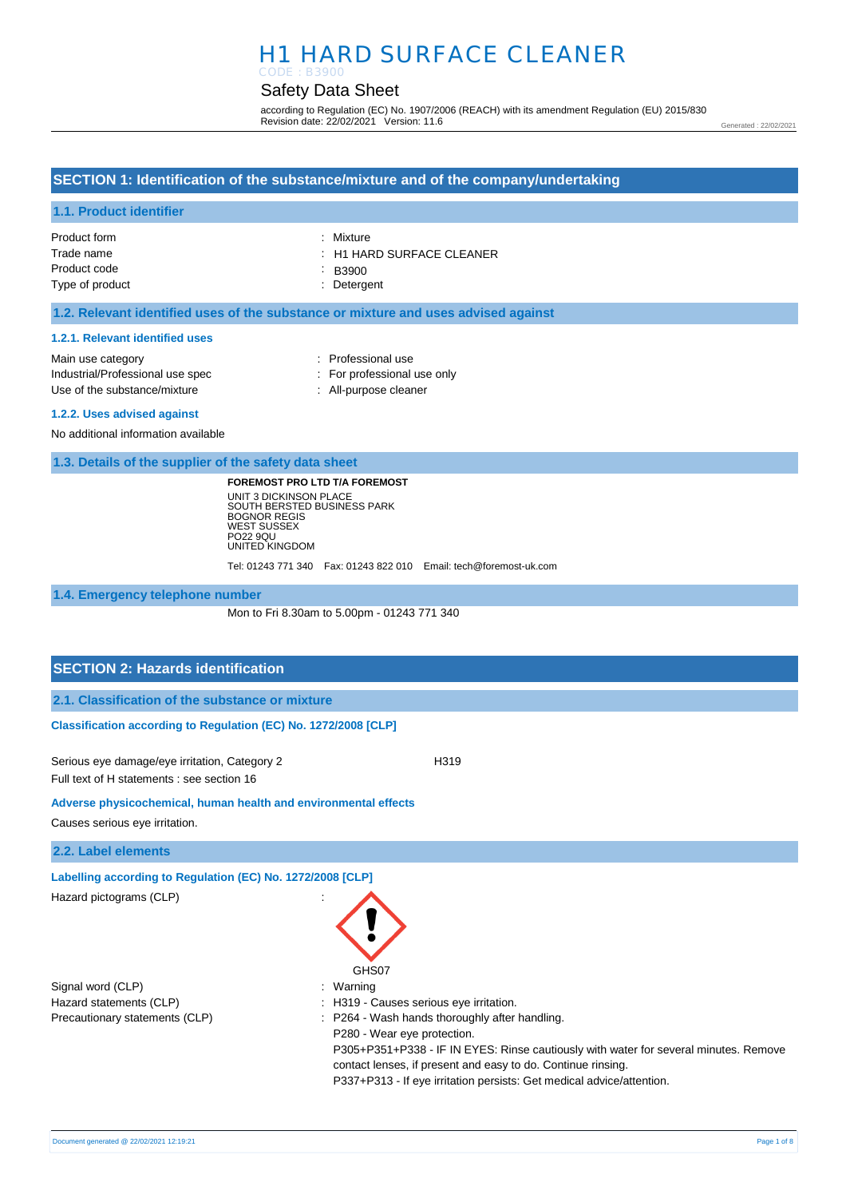# H1 HARD SURFACE CLEANER

CODE : B3900

## Safety Data Sheet

according to Regulation (EC) No. 1907/2006 (REACH) with its amendment Regulation (EU) 2015/830
Revision date: 22/02/2021 Version: 11.6

Generated : 22/02/2021

## SECTION 1: Identification of the substance/mixture and of the company/undertaking

### 1.1. Product identifier

| | |
|---|---|
| Product form | : Mixture |
| Trade name | : H1 HARD SURFACE CLEANER |
| Product code | : B3900 |
| Type of product | : Detergent |

### 1.2. Relevant identified uses of the substance or mixture and uses advised against

#### 1.2.1. Relevant identified uses

| | |
|---|---|
| Main use category | : Professional use |
| Industrial/Professional use spec | : For professional use only |
| Use of the substance/mixture | : All-purpose cleaner |

#### 1.2.2. Uses advised against

No additional information available

### 1.3. Details of the supplier of the safety data sheet

**FOREMOST PRO LTD T/A FOREMOST**
UNIT 3 DICKINSON PLACE
SOUTH BERSTED BUSINESS PARK
BOGNOR REGIS
WEST SUSSEX
PO22 9QU
UNITED KINGDOM

Tel: 01243 771 340 Fax: 01243 822 010 Email: tech@foremost-uk.com

### 1.4. Emergency telephone number

Mon to Fri 8.30am to 5.00pm - 01243 771 340

## SECTION 2: Hazards identification

### 2.1. Classification of the substance or mixture

#### Classification according to Regulation (EC) No. 1272/2008 [CLP]

Serious eye damage/eye irritation, Category 2 H319

Full text of H statements : see section 16

#### Adverse physicochemical, human health and environmental effects

Causes serious eye irritation.

### 2.2. Label elements

#### Labelling according to Regulation (EC) No. 1272/2008 [CLP]

Hazard pictograms (CLP) :

GHS07

Signal word (CLP) : Warning

Hazard statements (CLP) : H319 - Causes serious eye irritation.

Precautionary statements (CLP) : P264 - Wash hands thoroughly after handling.
P280 - Wear eye protection.
P305+P351+P338 - IF IN EYES: Rinse cautiously with water for several minutes. Remove contact lenses, if present and easy to do. Continue rinsing.
P337+P313 - If eye irritation persists: Get medical advice/attention.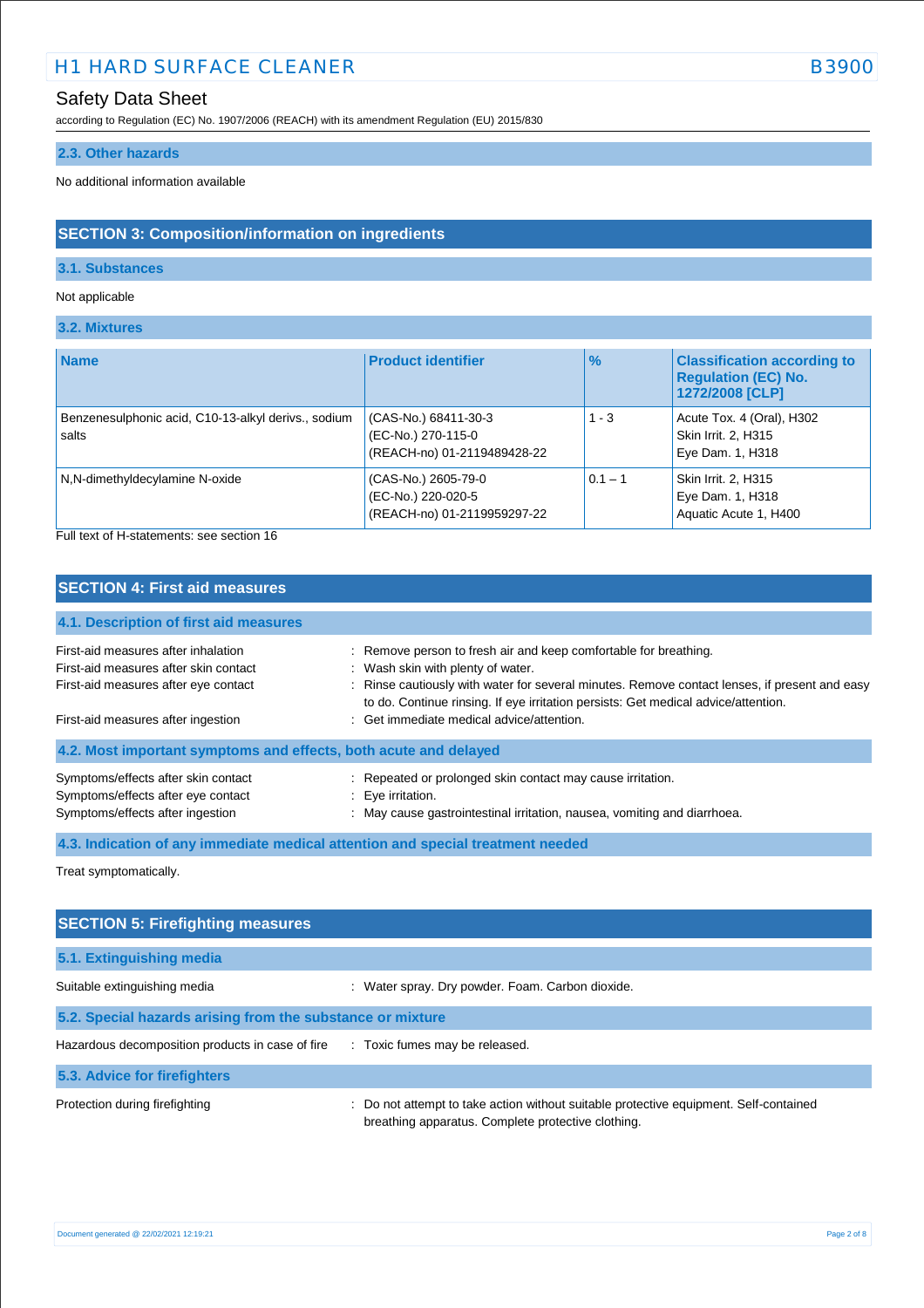### 2.3. Other hazards

No additional information available

## SECTION 3: Composition/information on ingredients

### 3.1. Substances

Not applicable

### 3.2. Mixtures

| Name | Product identifier | % | Classification according to Regulation (EC) No. 1272/2008 [CLP] |
|---|---|---|---|
| Benzenesulphonic acid, C10-13-alkyl derivs., sodium salts | (CAS-No.) 68411-30-3<br>(EC-No.) 270-115-0<br>(REACH-no) 01-2119489428-22 | 1 - 3 | Acute Tox. 4 (Oral), H302<br>Skin Irrit. 2, H315<br>Eye Dam. 1, H318 |
| N,N-dimethyldecylamine N-oxide | (CAS-No.) 2605-79-0<br>(EC-No.) 220-020-5<br>(REACH-no) 01-2119959297-22 | 0.1 – 1 | Skin Irrit. 2, H315<br>Eye Dam. 1, H318<br>Aquatic Acute 1, H400 |

Full text of H-statements: see section 16

## SECTION 4: First aid measures

### 4.1. Description of first aid measures

First-aid measures after inhalation : Remove person to fresh air and keep comfortable for breathing.

First-aid measures after skin contact : Wash skin with plenty of water.

First-aid measures after eye contact : Rinse cautiously with water for several minutes. Remove contact lenses, if present and easy to do. Continue rinsing. If eye irritation persists: Get medical advice/attention.

First-aid measures after ingestion : Get immediate medical advice/attention.

### 4.2. Most important symptoms and effects, both acute and delayed

Symptoms/effects after skin contact : Repeated or prolonged skin contact may cause irritation.

Symptoms/effects after eye contact : Eye irritation.

Symptoms/effects after ingestion : May cause gastrointestinal irritation, nausea, vomiting and diarrhoea.

### 4.3. Indication of any immediate medical attention and special treatment needed

Treat symptomatically.

## SECTION 5: Firefighting measures

### 5.1. Extinguishing media

Suitable extinguishing media : Water spray. Dry powder. Foam. Carbon dioxide.

### 5.2. Special hazards arising from the substance or mixture

Hazardous decomposition products in case of fire : Toxic fumes may be released.

### 5.3. Advice for firefighters

Protection during firefighting : Do not attempt to take action without suitable protective equipment. Self-contained breathing apparatus. Complete protective clothing.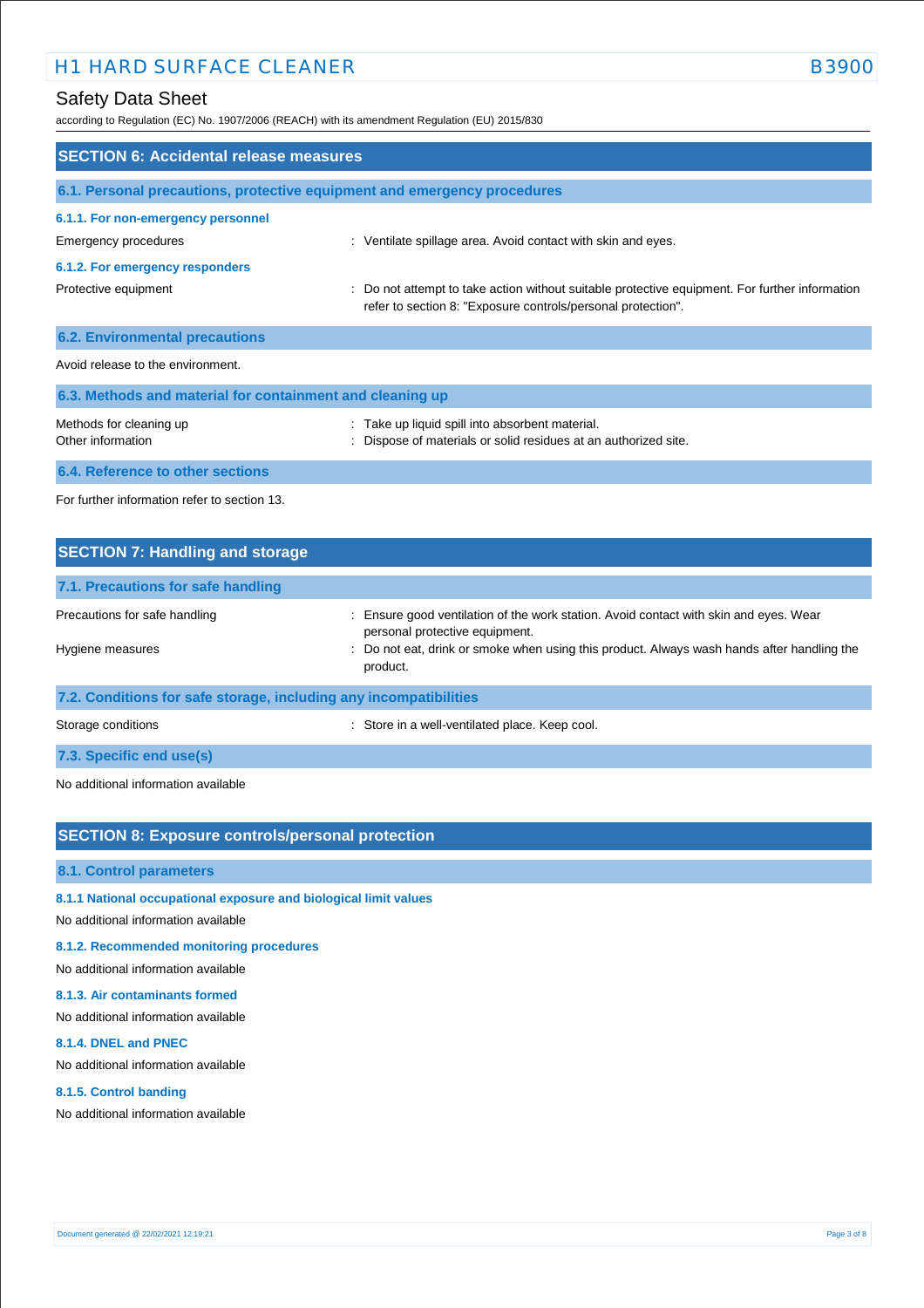## SECTION 6: Accidental release measures

### 6.1. Personal precautions, protective equipment and emergency procedures

#### 6.1.1. For non-emergency personnel

Emergency procedures : Ventilate spillage area. Avoid contact with skin and eyes.

#### 6.1.2. For emergency responders

Protective equipment : Do not attempt to take action without suitable protective equipment. For further information refer to section 8: "Exposure controls/personal protection".

### 6.2. Environmental precautions

Avoid release to the environment.

### 6.3. Methods and material for containment and cleaning up

Methods for cleaning up : Take up liquid spill into absorbent material.

Other information : Dispose of materials or solid residues at an authorized site.

### 6.4. Reference to other sections

For further information refer to section 13.

## SECTION 7: Handling and storage

### 7.1. Precautions for safe handling

Precautions for safe handling : Ensure good ventilation of the work station. Avoid contact with skin and eyes. Wear personal protective equipment.

Hygiene measures : Do not eat, drink or smoke when using this product. Always wash hands after handling the product.

### 7.2. Conditions for safe storage, including any incompatibilities

Storage conditions : Store in a well-ventilated place. Keep cool.

### 7.3. Specific end use(s)

No additional information available

## SECTION 8: Exposure controls/personal protection

### 8.1. Control parameters

#### 8.1.1 National occupational exposure and biological limit values

No additional information available

#### 8.1.2. Recommended monitoring procedures

No additional information available

#### 8.1.3. Air contaminants formed

No additional information available

#### 8.1.4. DNEL and PNEC

No additional information available

#### 8.1.5. Control banding

No additional information available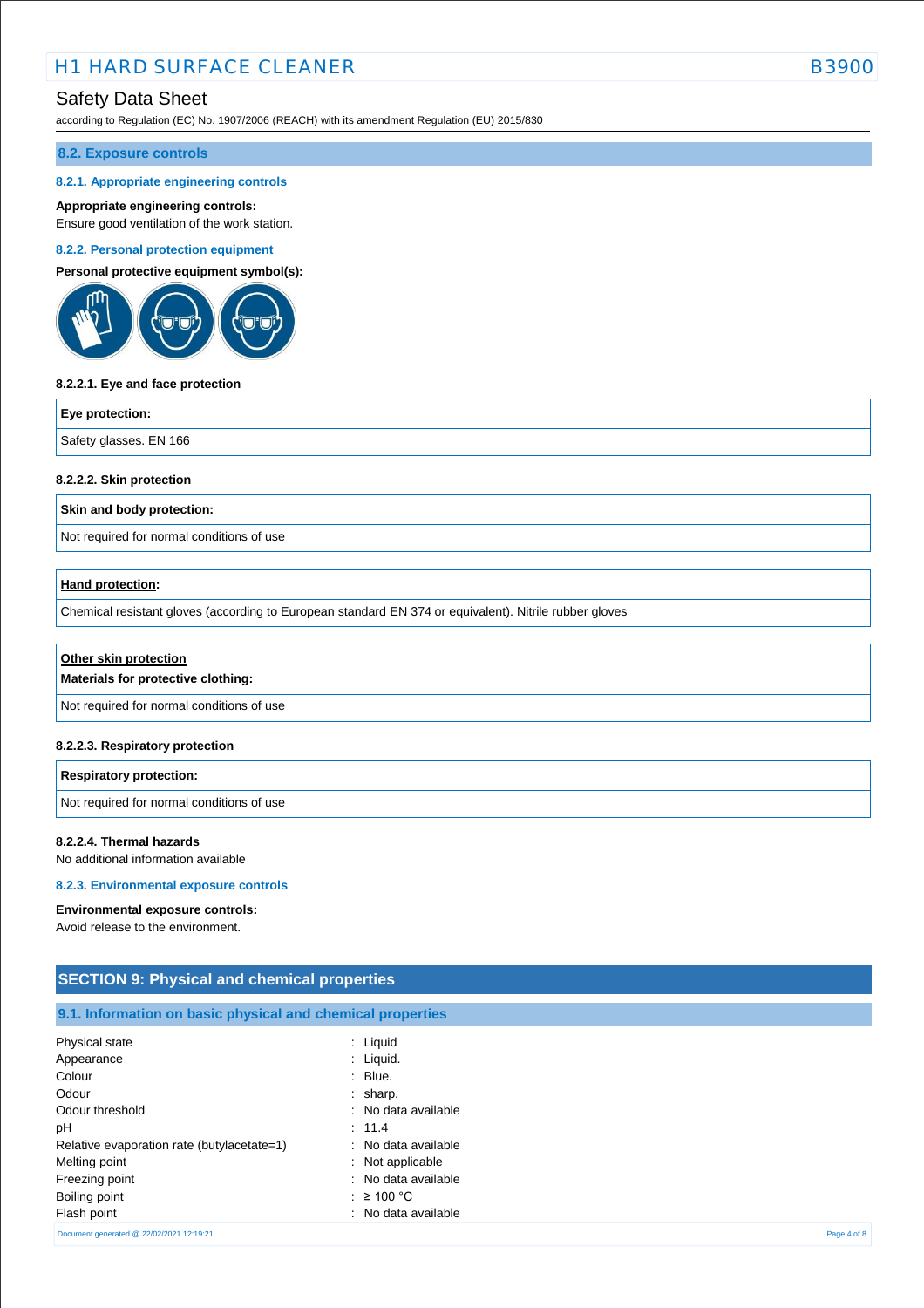### 8.2. Exposure controls

#### 8.2.1. Appropriate engineering controls

**Appropriate engineering controls:**
Ensure good ventilation of the work station.

#### 8.2.2. Personal protection equipment

**Personal protective equipment symbol(s):**

**8.2.2.1. Eye and face protection**

| Eye protection: |
|---|
| Safety glasses. EN 166 |

**8.2.2.2. Skin protection**

| Skin and body protection: |
|---|
| Not required for normal conditions of use |

| Hand protection: |
|---|
| Chemical resistant gloves (according to European standard EN 374 or equivalent). Nitrile rubber gloves |

| Other skin protection<br>**Materials for protective clothing:** |
|---|
| Not required for normal conditions of use |

**8.2.2.3. Respiratory protection**

| Respiratory protection: |
|---|
| Not required for normal conditions of use |

**8.2.2.4. Thermal hazards**
No additional information available

#### 8.2.3. Environmental exposure controls

**Environmental exposure controls:**
Avoid release to the environment.

## SECTION 9: Physical and chemical properties

### 9.1. Information on basic physical and chemical properties

| | |
|---|---|
| Physical state | : Liquid |
| Appearance | : Liquid. |
| Colour | : Blue. |
| Odour | : sharp. |
| Odour threshold | : No data available |
| pH | : 11.4 |
| Relative evaporation rate (butylacetate=1) | : No data available |
| Melting point | : Not applicable |
| Freezing point | : No data available |
| Boiling point | : ≥ 100 °C |
| Flash point | : No data available |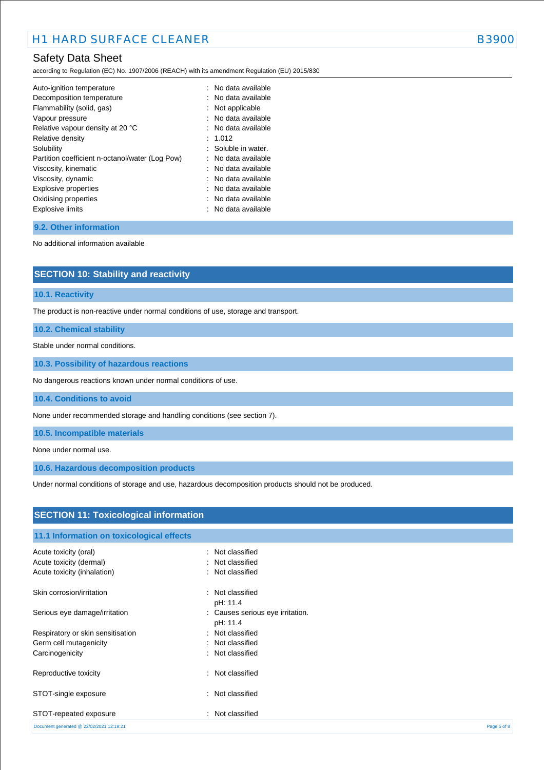| | |
|---|---|
| Auto-ignition temperature | : No data available |
| Decomposition temperature | : No data available |
| Flammability (solid, gas) | : Not applicable |
| Vapour pressure | : No data available |
| Relative vapour density at 20 °C | : No data available |
| Relative density | : 1.012 |
| Solubility | : Soluble in water. |
| Partition coefficient n-octanol/water (Log Pow) | : No data available |
| Viscosity, kinematic | : No data available |
| Viscosity, dynamic | : No data available |
| Explosive properties | : No data available |
| Oxidising properties | : No data available |
| Explosive limits | : No data available |

### 9.2. Other information

No additional information available

## SECTION 10: Stability and reactivity

### 10.1. Reactivity

The product is non-reactive under normal conditions of use, storage and transport.

### 10.2. Chemical stability

Stable under normal conditions.

### 10.3. Possibility of hazardous reactions

No dangerous reactions known under normal conditions of use.

### 10.4. Conditions to avoid

None under recommended storage and handling conditions (see section 7).

### 10.5. Incompatible materials

None under normal use.

### 10.6. Hazardous decomposition products

Under normal conditions of storage and use, hazardous decomposition products should not be produced.

## SECTION 11: Toxicological information

### 11.1 Information on toxicological effects

| | |
|---|---|
| Acute toxicity (oral) | : Not classified |
| Acute toxicity (dermal) | : Not classified |
| Acute toxicity (inhalation) | : Not classified |
| Skin corrosion/irritation | : Not classified<br>pH: 11.4 |
| Serious eye damage/irritation | : Causes serious eye irritation.<br>pH: 11.4 |
| Respiratory or skin sensitisation | : Not classified |
| Germ cell mutagenicity | : Not classified |
| Carcinogenicity | : Not classified |
| Reproductive toxicity | : Not classified |
| STOT-single exposure | : Not classified |
| STOT-repeated exposure | : Not classified |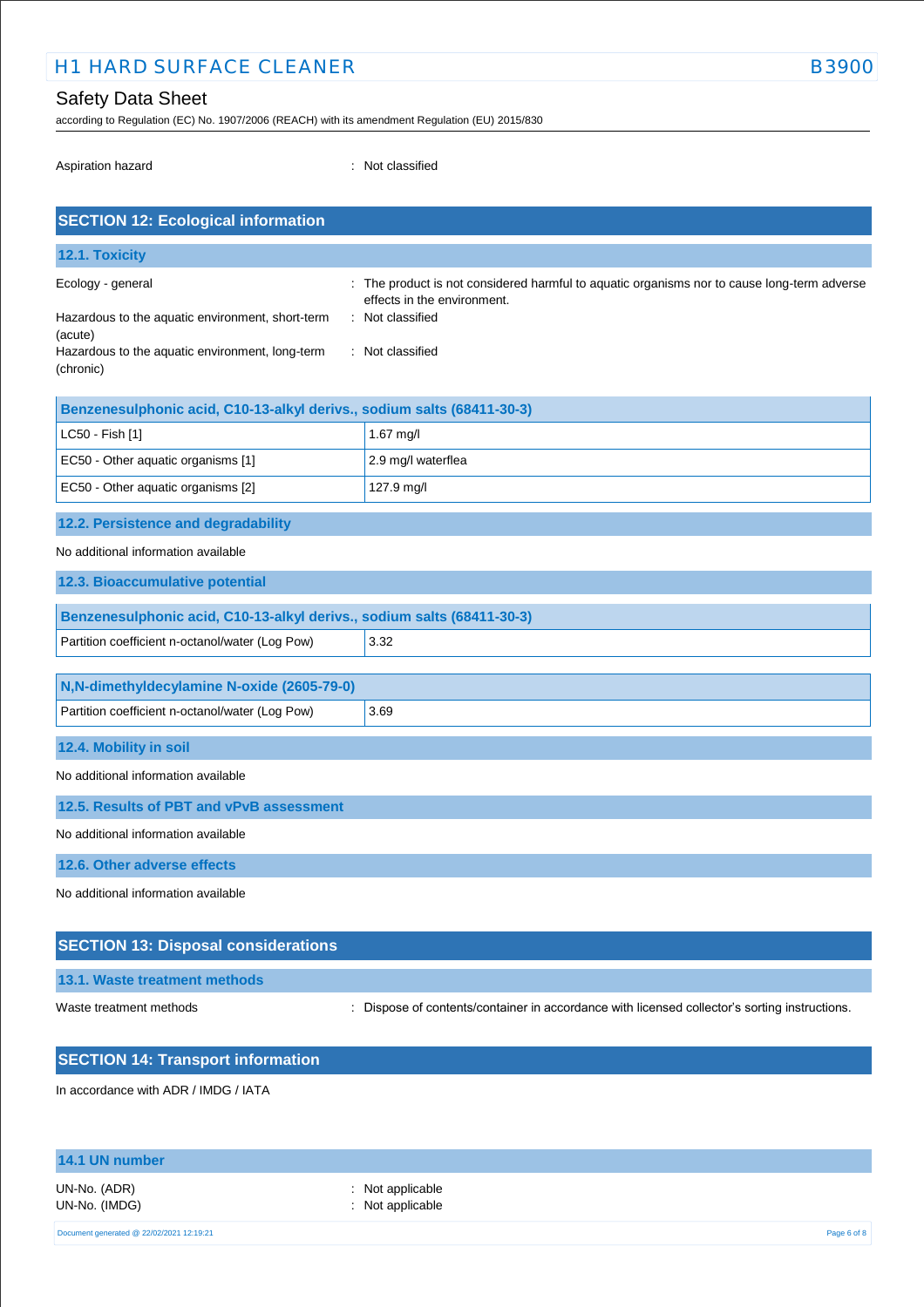Aspiration hazard : Not classified

## SECTION 12: Ecological information

### 12.1. Toxicity

| | |
|---|---|
| Ecology - general | : The product is not considered harmful to aquatic organisms nor to cause long-term adverse effects in the environment. |
| Hazardous to the aquatic environment, short-term (acute) | : Not classified |
| Hazardous to the aquatic environment, long-term (chronic) | : Not classified |

| Benzenesulphonic acid, C10-13-alkyl derivs., sodium salts (68411-30-3) | |
|---|---|
| LC50 - Fish [1] | 1.67 mg/l |
| EC50 - Other aquatic organisms [1] | 2.9 mg/l waterflea |
| EC50 - Other aquatic organisms [2] | 127.9 mg/l |

### 12.2. Persistence and degradability

No additional information available

### 12.3. Bioaccumulative potential

| Benzenesulphonic acid, C10-13-alkyl derivs., sodium salts (68411-30-3) | |
|---|---|
| Partition coefficient n-octanol/water (Log Pow) | 3.32 |

| N,N-dimethyldecylamine N-oxide (2605-79-0) | |
|---|---|
| Partition coefficient n-octanol/water (Log Pow) | 3.69 |

### 12.4. Mobility in soil

No additional information available

### 12.5. Results of PBT and vPvB assessment

No additional information available

### 12.6. Other adverse effects

No additional information available

## SECTION 13: Disposal considerations

### 13.1. Waste treatment methods

Waste treatment methods : Dispose of contents/container in accordance with licensed collector's sorting instructions.

## SECTION 14: Transport information

In accordance with ADR / IMDG / IATA

### 14.1 UN number

UN-No. (ADR) : Not applicable
UN-No. (IMDG) : Not applicable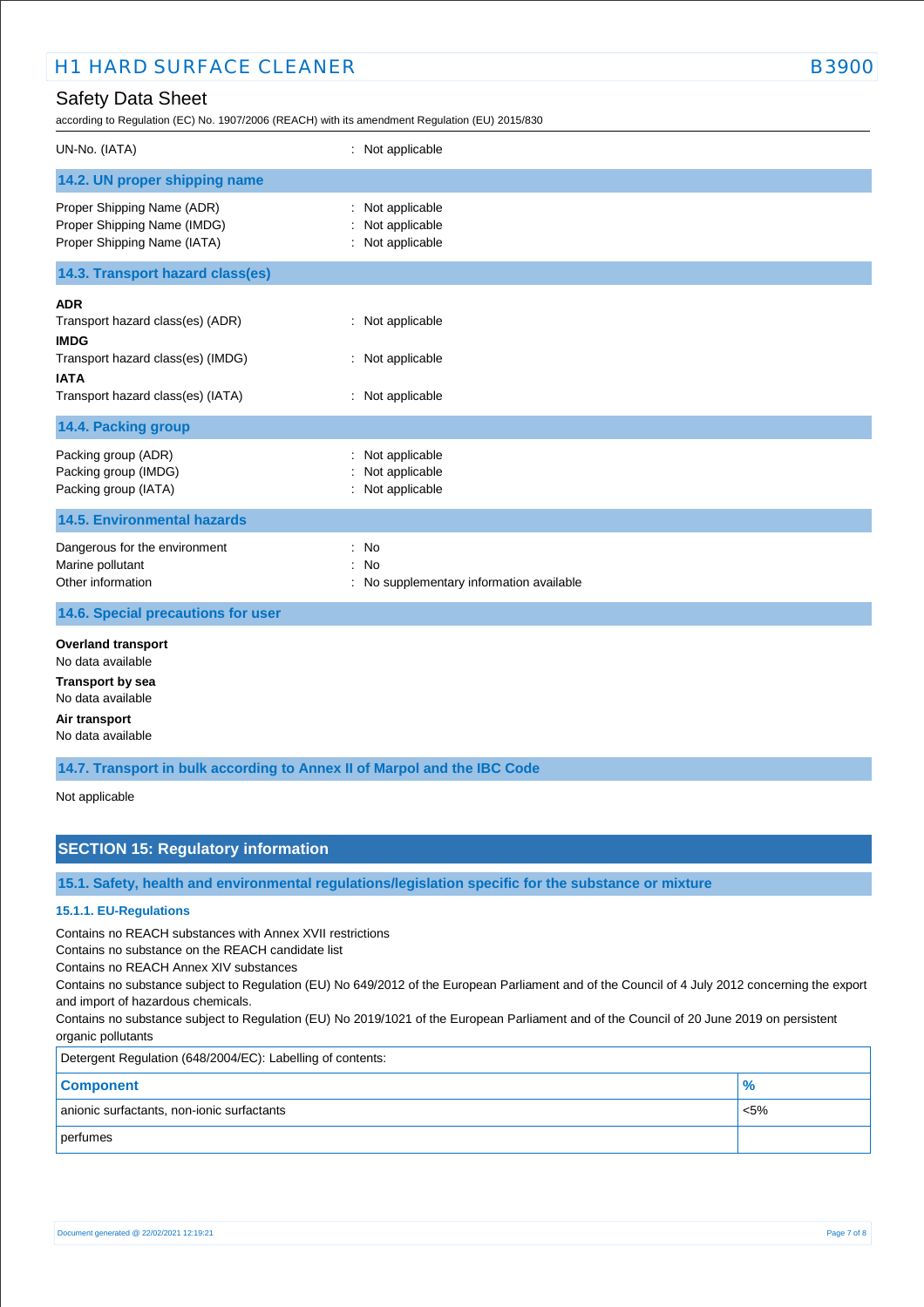UN-No. (IATA) : Not applicable

### 14.2. UN proper shipping name

Proper Shipping Name (ADR) : Not applicable
Proper Shipping Name (IMDG) : Not applicable
Proper Shipping Name (IATA) : Not applicable

### 14.3. Transport hazard class(es)

**ADR**
Transport hazard class(es) (ADR) : Not applicable
**IMDG**
Transport hazard class(es) (IMDG) : Not applicable
**IATA**
Transport hazard class(es) (IATA) : Not applicable

### 14.4. Packing group

Packing group (ADR) : Not applicable
Packing group (IMDG) : Not applicable
Packing group (IATA) : Not applicable

### 14.5. Environmental hazards

Dangerous for the environment : No
Marine pollutant : No
Other information : No supplementary information available

### 14.6. Special precautions for user

**Overland transport**
No data available
**Transport by sea**
No data available
**Air transport**
No data available

### 14.7. Transport in bulk according to Annex II of Marpol and the IBC Code

Not applicable

## SECTION 15: Regulatory information

### 15.1. Safety, health and environmental regulations/legislation specific for the substance or mixture

#### 15.1.1. EU-Regulations

Contains no REACH substances with Annex XVII restrictions
Contains no substance on the REACH candidate list
Contains no REACH Annex XIV substances
Contains no substance subject to Regulation (EU) No 649/2012 of the European Parliament and of the Council of 4 July 2012 concerning the export and import of hazardous chemicals.
Contains no substance subject to Regulation (EU) No 2019/1021 of the European Parliament and of the Council of 20 June 2019 on persistent organic pollutants

Detergent Regulation (648/2004/EC): Labelling of contents:

| Component | % |
|---|---|
| anionic surfactants, non-ionic surfactants | <5% |
| perfumes | |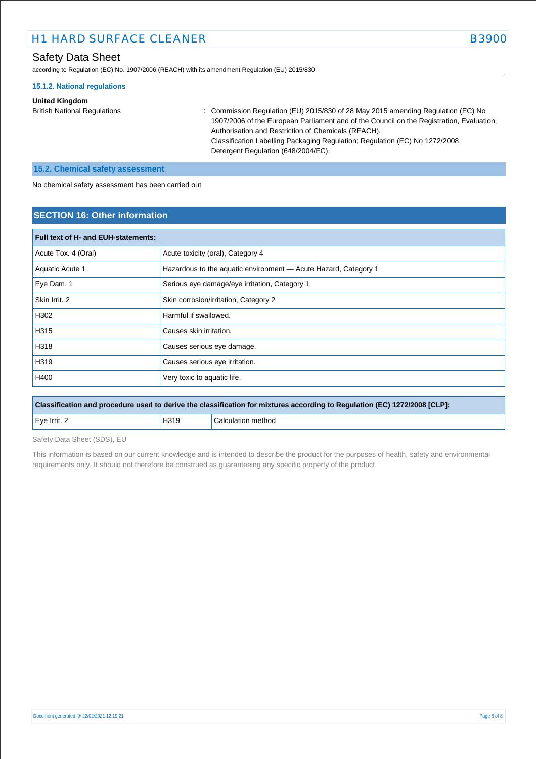#### 15.1.2. National regulations

**United Kingdom**

British National Regulations : Commission Regulation (EU) 2015/830 of 28 May 2015 amending Regulation (EC) No 1907/2006 of the European Parliament and of the Council on the Registration, Evaluation, Authorisation and Restriction of Chemicals (REACH).
Classification Labelling Packaging Regulation; Regulation (EC) No 1272/2008.
Detergent Regulation (648/2004/EC).

### 15.2. Chemical safety assessment

No chemical safety assessment has been carried out

## SECTION 16: Other information

| Full text of H- and EUH-statements: | |
|---|---|
| Acute Tox. 4 (Oral) | Acute toxicity (oral), Category 4 |
| Aquatic Acute 1 | Hazardous to the aquatic environment — Acute Hazard, Category 1 |
| Eye Dam. 1 | Serious eye damage/eye irritation, Category 1 |
| Skin Irrit. 2 | Skin corrosion/irritation, Category 2 |
| H302 | Harmful if swallowed. |
| H315 | Causes skin irritation. |
| H318 | Causes serious eye damage. |
| H319 | Causes serious eye irritation. |
| H400 | Very toxic to aquatic life. |

| Classification and procedure used to derive the classification for mixtures according to Regulation (EC) 1272/2008 [CLP]: | | |
|---|---|---|
| Eye Irrit. 2 | H319 | Calculation method |

Safety Data Sheet (SDS), EU

This information is based on our current knowledge and is intended to describe the product for the purposes of health, safety and environmental requirements only. It should not therefore be construed as guaranteeing any specific property of the product.

Document generated @ 22/02/2021 12:19:21